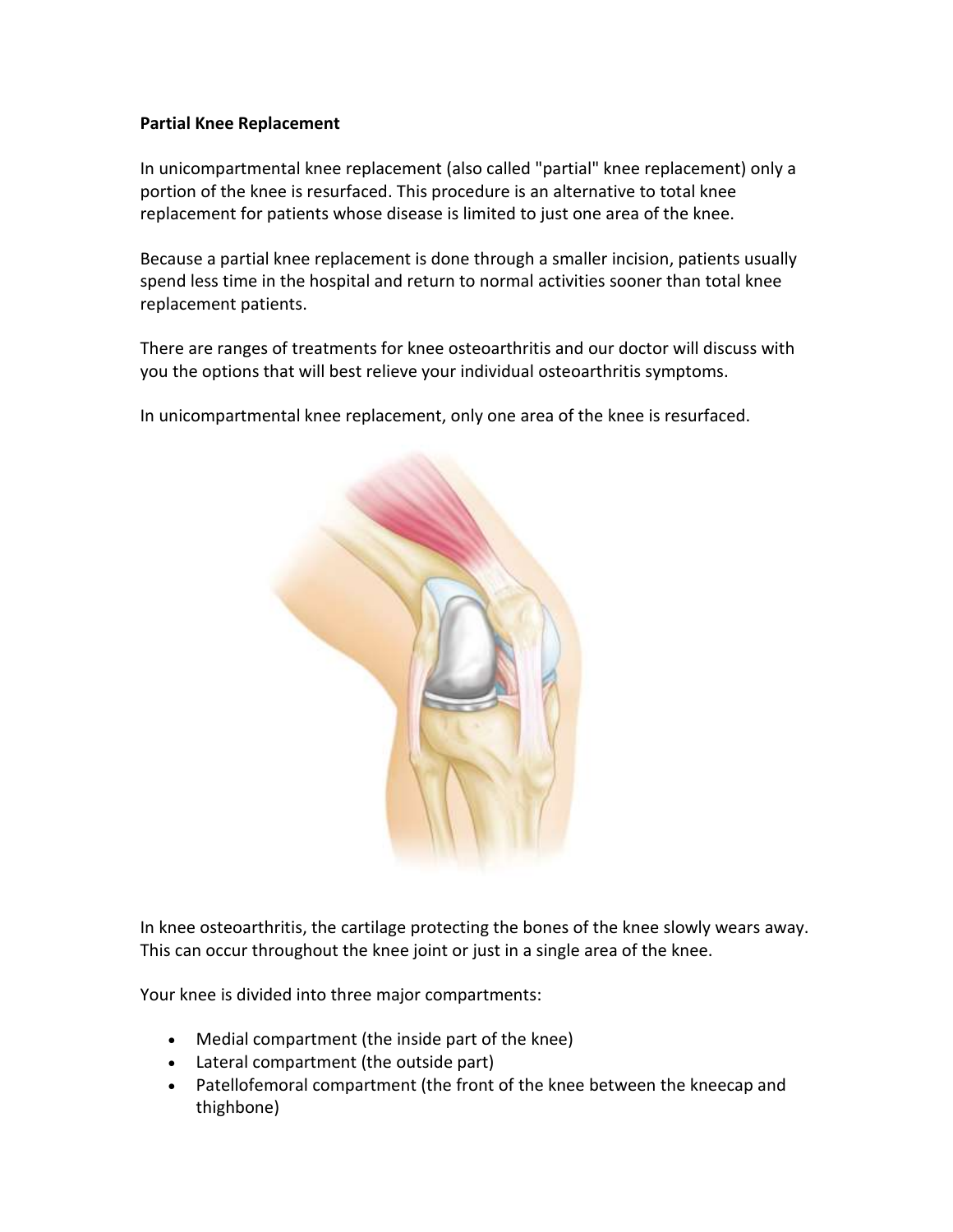**Partial Knee Replacement**

In unicompartmental knee replacement (also called "partial" knee replacement) only a portion of the knee is resurfaced. This procedure is an alternative to total knee replacement for patients whose disease is limited to just one area of the knee.

Because a partial knee replacement is done through a smaller incision, patients usually spend less time in the hospital and return to normal activities sooner than total knee replacement patients.

There are ranges of treatments for knee osteoarthritis and our doctor will discuss with you the options that will best relieve your individual osteoarthritis symptoms.

In unicompartmental knee replacement, only one area of the knee is resurfaced.

In knee osteoarthritis, the cartilage protecting the bones of the knee slowly wears away. This can occur throughout the knee joint or just in a single area of the knee.

Your knee is divided into three major compartments:

- Medial compartment (the inside part of the knee)
- Lateral compartment (the outside part)
- Patellofemoral compartment (the front of the knee between the kneecap and thighbone)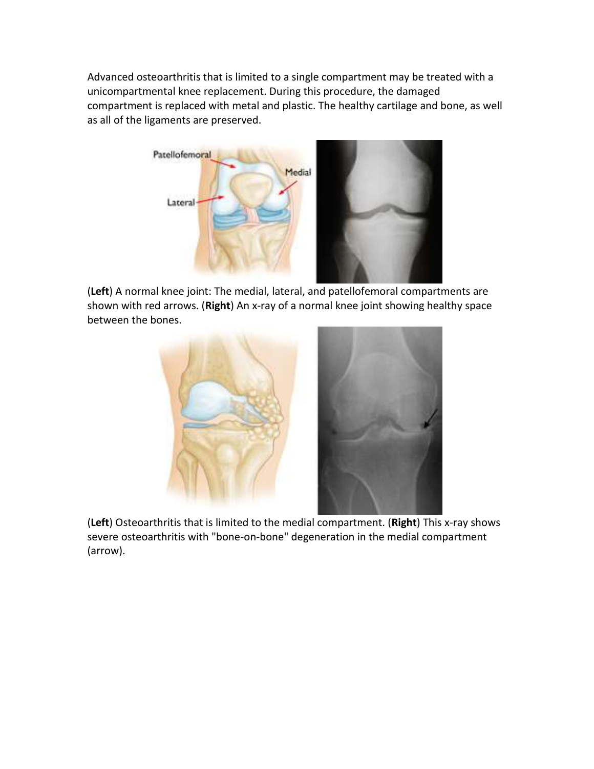Advanced osteoarthritis that is limited to a single compartment may be treated with a unicompartmental knee replacement. During this procedure, the damaged compartment is replaced with metal and plastic. The healthy cartilage and bone, as well as all of the ligaments are preserved.

Patellofemoral

Medial

Lateral

(**Left**) A normal knee joint: The medial, lateral, and patellofemoral compartments are shown with red arrows. (**Right**) An x-ray of a normal knee joint showing healthy space between the bones.

(**Left**) Osteoarthritis that is limited to the medial compartment. (**Right**) This x-ray shows severe osteoarthritis with "bone-on-bone" degeneration in the medial compartment (arrow).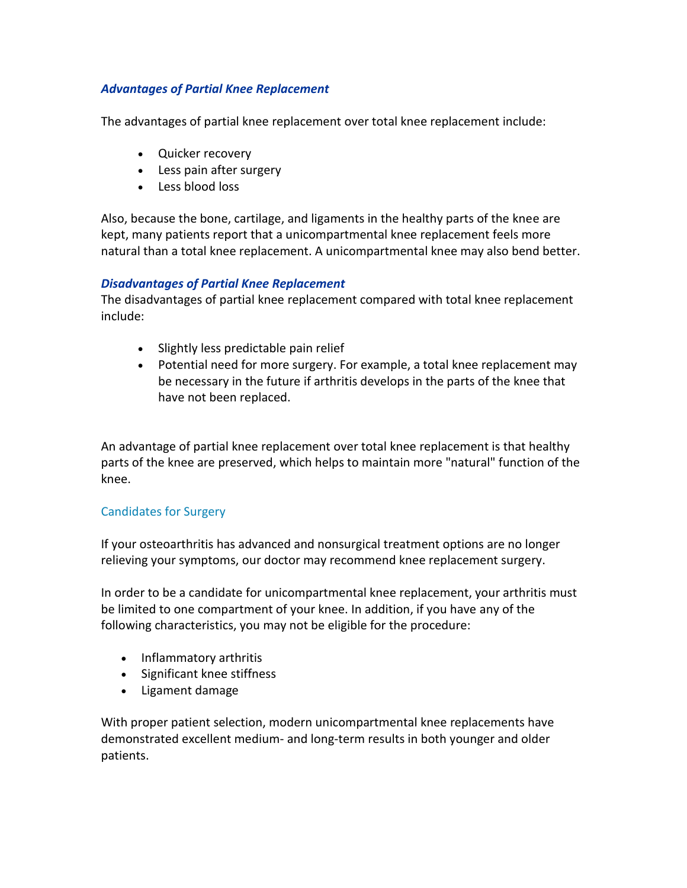### *Advantages of Partial Knee Replacement*

The advantages of partial knee replacement over total knee replacement include:

- Quicker recovery
- Less pain after surgery
- Less blood loss

Also, because the bone, cartilage, and ligaments in the healthy parts of the knee are kept, many patients report that a unicompartmental knee replacement feels more natural than a total knee replacement. A unicompartmental knee may also bend better.

### *Disadvantages of Partial Knee Replacement*

The disadvantages of partial knee replacement compared with total knee replacement include:

- Slightly less predictable pain relief
- Potential need for more surgery. For example, a total knee replacement may be necessary in the future if arthritis develops in the parts of the knee that have not been replaced.

An advantage of partial knee replacement over total knee replacement is that healthy parts of the knee are preserved, which helps to maintain more "natural" function of the knee.

## Candidates for Surgery

If your osteoarthritis has advanced and nonsurgical treatment options are no longer relieving your symptoms, our doctor may recommend knee replacement surgery.

In order to be a candidate for unicompartmental knee replacement, your arthritis must be limited to one compartment of your knee. In addition, if you have any of the following characteristics, you may not be eligible for the procedure:

- Inflammatory arthritis
- Significant knee stiffness
- Ligament damage

With proper patient selection, modern unicompartmental knee replacements have demonstrated excellent medium- and long-term results in both younger and older patients.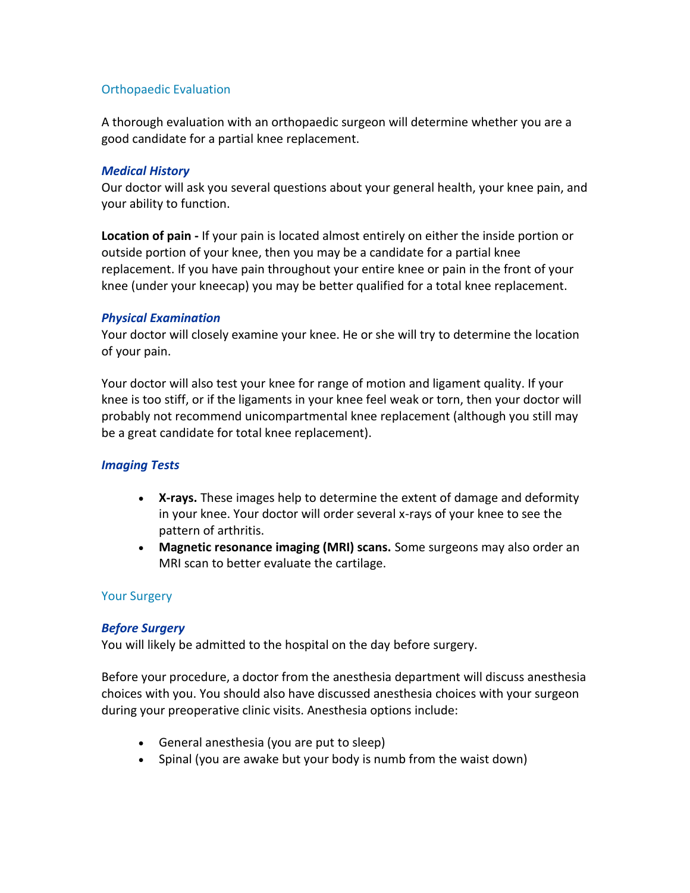## Orthopaedic Evaluation

A thorough evaluation with an orthopaedic surgeon will determine whether you are a good candidate for a partial knee replacement.

### *Medical History*

Our doctor will ask you several questions about your general health, your knee pain, and your ability to function.

**Location of pain -** If your pain is located almost entirely on either the inside portion or outside portion of your knee, then you may be a candidate for a partial knee replacement. If you have pain throughout your entire knee or pain in the front of your knee (under your kneecap) you may be better qualified for a total knee replacement.

### *Physical Examination*

Your doctor will closely examine your knee. He or she will try to determine the location of your pain.

Your doctor will also test your knee for range of motion and ligament quality. If your knee is too stiff, or if the ligaments in your knee feel weak or torn, then your doctor will probably not recommend unicompartmental knee replacement (although you still may be a great candidate for total knee replacement).

### *Imaging Tests*

- **X-rays.** These images help to determine the extent of damage and deformity in your knee. Your doctor will order several x-rays of your knee to see the pattern of arthritis.
- **Magnetic resonance imaging (MRI) scans.** Some surgeons may also order an MRI scan to better evaluate the cartilage.

## Your Surgery

### *Before Surgery*

You will likely be admitted to the hospital on the day before surgery.

Before your procedure, a doctor from the anesthesia department will discuss anesthesia choices with you. You should also have discussed anesthesia choices with your surgeon during your preoperative clinic visits. Anesthesia options include:

- General anesthesia (you are put to sleep)
- Spinal (you are awake but your body is numb from the waist down)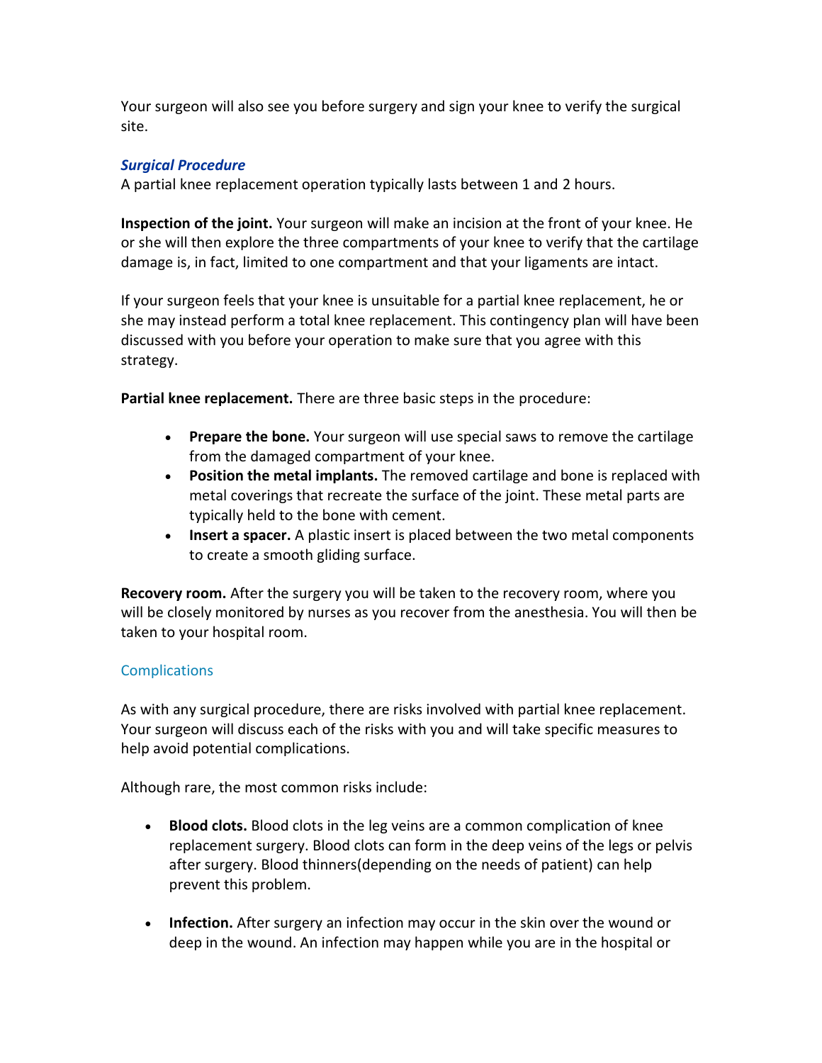Your surgeon will also see you before surgery and sign your knee to verify the surgical site.

### *Surgical Procedure*

A partial knee replacement operation typically lasts between 1 and 2 hours.

**Inspection of the joint.** Your surgeon will make an incision at the front of your knee. He or she will then explore the three compartments of your knee to verify that the cartilage damage is, in fact, limited to one compartment and that your ligaments are intact.

If your surgeon feels that your knee is unsuitable for a partial knee replacement, he or she may instead perform a total knee replacement. This contingency plan will have been discussed with you before your operation to make sure that you agree with this strategy.

**Partial knee replacement.** There are three basic steps in the procedure:

- **Prepare the bone.** Your surgeon will use special saws to remove the cartilage from the damaged compartment of your knee.
- **Position the metal implants.** The removed cartilage and bone is replaced with metal coverings that recreate the surface of the joint. These metal parts are typically held to the bone with cement.
- **Insert a spacer.** A plastic insert is placed between the two metal components to create a smooth gliding surface.

**Recovery room.** After the surgery you will be taken to the recovery room, where you will be closely monitored by nurses as you recover from the anesthesia. You will then be taken to your hospital room.

## Complications

As with any surgical procedure, there are risks involved with partial knee replacement. Your surgeon will discuss each of the risks with you and will take specific measures to help avoid potential complications.

Although rare, the most common risks include:

- **Blood clots.** Blood clots in the leg veins are a common complication of knee replacement surgery. Blood clots can form in the deep veins of the legs or pelvis after surgery. Blood thinners(depending on the needs of patient) can help prevent this problem.

- **Infection.** After surgery an infection may occur in the skin over the wound or deep in the wound. An infection may happen while you are in the hospital or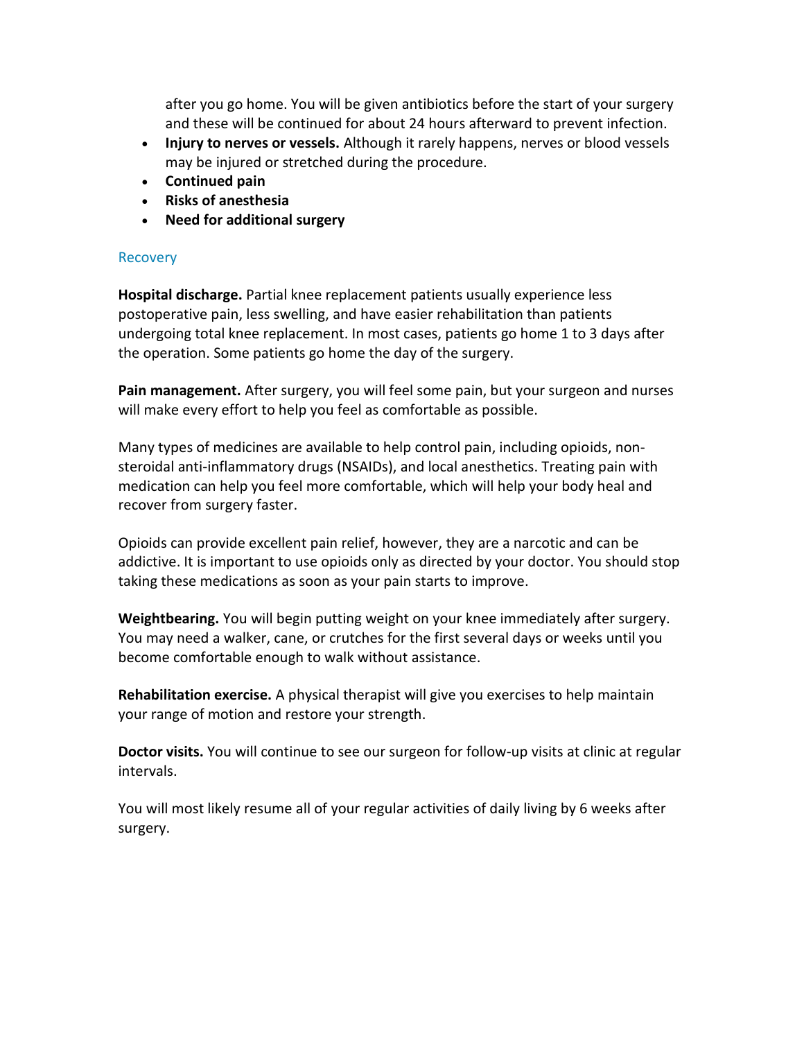after you go home. You will be given antibiotics before the start of your surgery and these will be continued for about 24 hours afterward to prevent infection.

- **Injury to nerves or vessels.** Although it rarely happens, nerves or blood vessels may be injured or stretched during the procedure.
- **Continued pain**
- **Risks of anesthesia**
- **Need for additional surgery**

## Recovery

**Hospital discharge.** Partial knee replacement patients usually experience less postoperative pain, less swelling, and have easier rehabilitation than patients undergoing total knee replacement. In most cases, patients go home 1 to 3 days after the operation. Some patients go home the day of the surgery.

**Pain management.** After surgery, you will feel some pain, but your surgeon and nurses will make every effort to help you feel as comfortable as possible.

Many types of medicines are available to help control pain, including opioids, non-steroidal anti-inflammatory drugs (NSAIDs), and local anesthetics. Treating pain with medication can help you feel more comfortable, which will help your body heal and recover from surgery faster.

Opioids can provide excellent pain relief, however, they are a narcotic and can be addictive. It is important to use opioids only as directed by your doctor. You should stop taking these medications as soon as your pain starts to improve.

**Weightbearing.** You will begin putting weight on your knee immediately after surgery. You may need a walker, cane, or crutches for the first several days or weeks until you become comfortable enough to walk without assistance.

**Rehabilitation exercise.** A physical therapist will give you exercises to help maintain your range of motion and restore your strength.

**Doctor visits.** You will continue to see our surgeon for follow-up visits at clinic at regular intervals.

You will most likely resume all of your regular activities of daily living by 6 weeks after surgery.